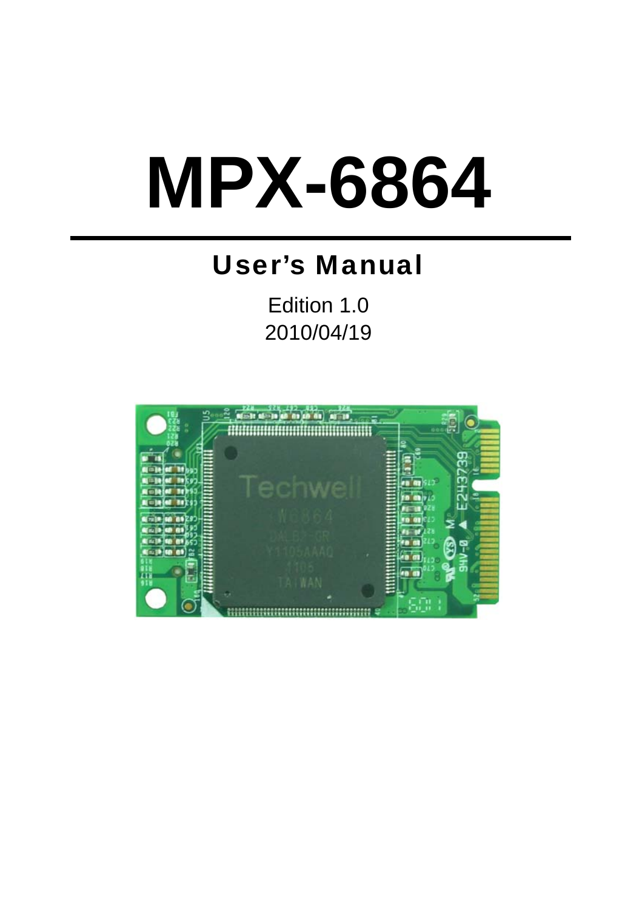# MPX-6864

## User's Manual

Edition 1.0
2010/04/19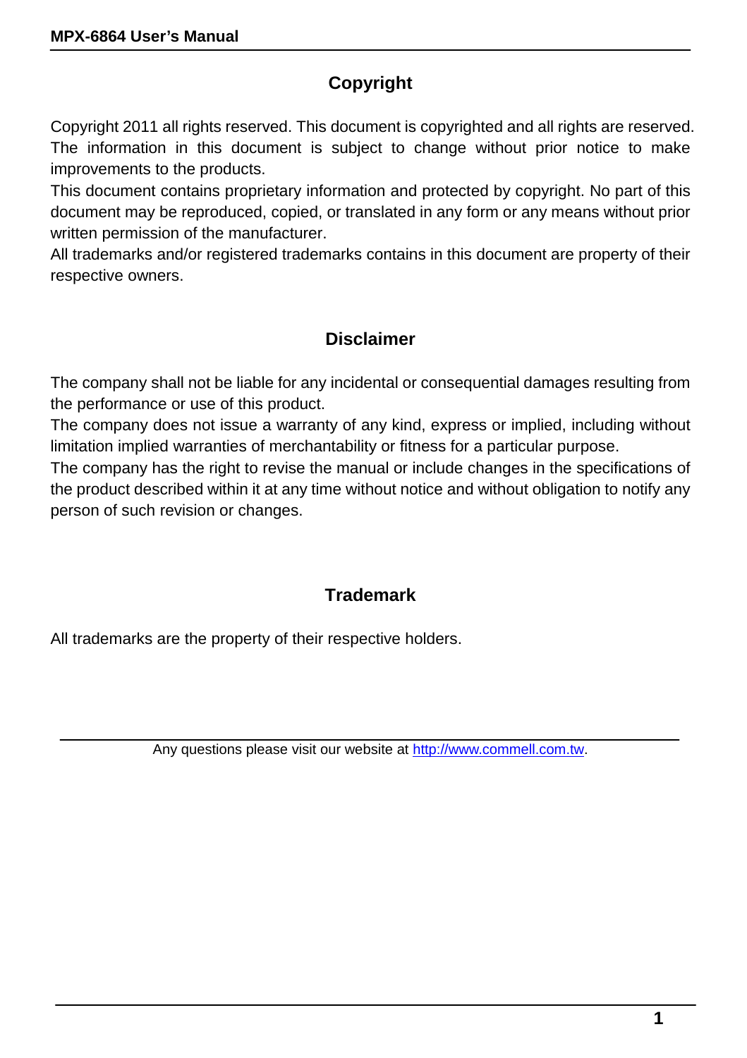## Copyright

Copyright 2011 all rights reserved. This document is copyrighted and all rights are reserved. The information in this document is subject to change without prior notice to make improvements to the products.

This document contains proprietary information and protected by copyright. No part of this document may be reproduced, copied, or translated in any form or any means without prior written permission of the manufacturer.

All trademarks and/or registered trademarks contains in this document are property of their respective owners.

## Disclaimer

The company shall not be liable for any incidental or consequential damages resulting from the performance or use of this product.

The company does not issue a warranty of any kind, express or implied, including without limitation implied warranties of merchantability or fitness for a particular purpose.

The company has the right to revise the manual or include changes in the specifications of the product described within it at any time without notice and without obligation to notify any person of such revision or changes.

## Trademark

All trademarks are the property of their respective holders.

---

Any questions please visit our website at [http://www.commell.com.tw](http://www.commell.com.tw).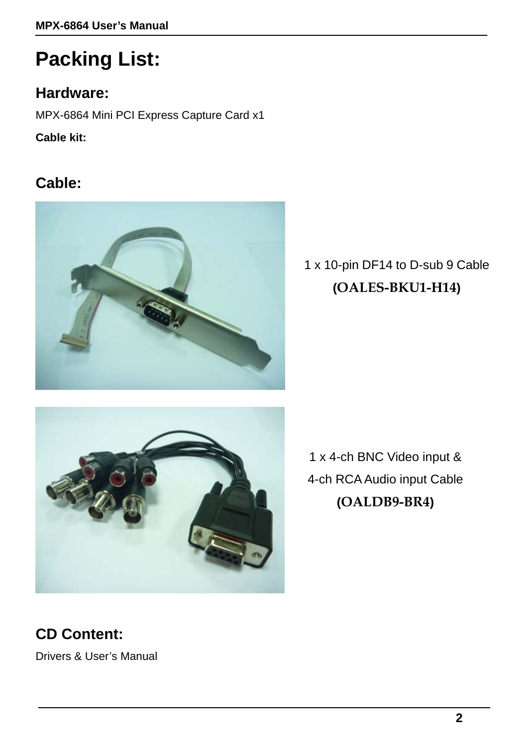# Packing List:

## Hardware:

MPX-6864 Mini PCI Express Capture Card x1

**Cable kit:**

## Cable:

1 x 10-pin DF14 to D-sub 9 Cable
**(OALES-BKU1-H14)**

1 x 4-ch BNC Video input &
4-ch RCA Audio input Cable
**(OALDB9-BR4)**

## CD Content:

Drivers & User's Manual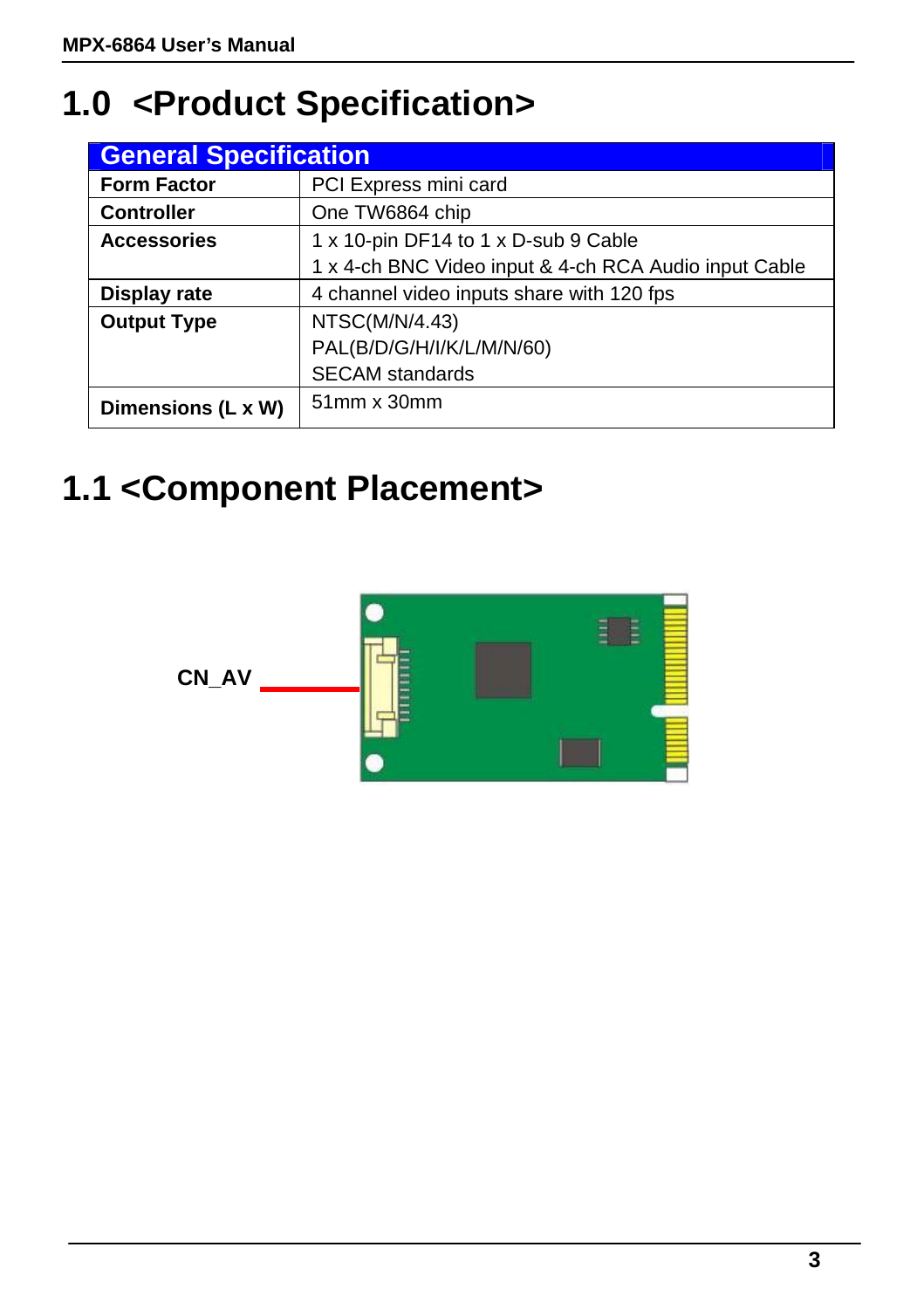# 1.0 <Product Specification>

| General Specification | |
|---|---|
| **Form Factor** | PCI Express mini card |
| **Controller** | One TW6864 chip |
| **Accessories** | 1 x 10-pin DF14 to 1 x D-sub 9 Cable<br>1 x 4-ch BNC Video input & 4-ch RCA Audio input Cable |
| **Display rate** | 4 channel video inputs share with 120 fps |
| **Output Type** | NTSC(M/N/4.43)<br>PAL(B/D/G/H/I/K/L/M/N/60)<br>SECAM standards |
| **Dimensions (L x W)** | 51mm x 30mm |

# 1.1 <Component Placement>

CN_AV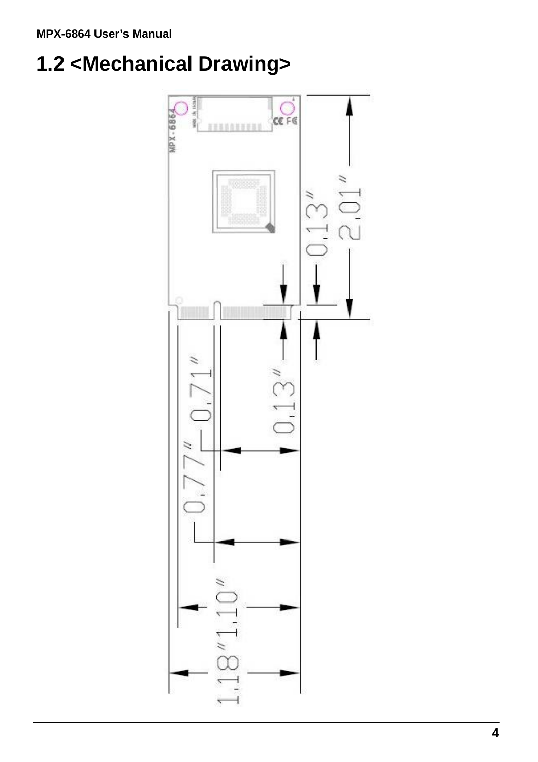## 1.2 <Mechanical Drawing>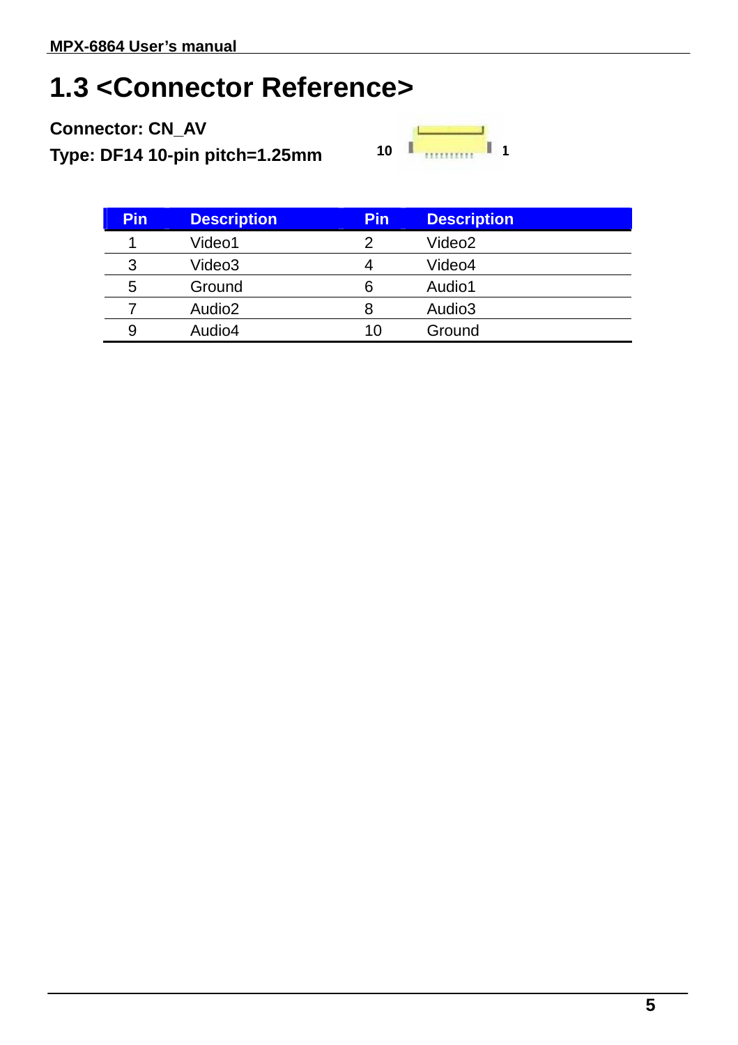# 1.3 <Connector Reference>

**Connector: CN_AV**

**Type: DF14 10-pin pitch=1.25mm**

10 1

| Pin | Description | Pin | Description |
|---|---|---|---|
| 1 | Video1 | 2 | Video2 |
| 3 | Video3 | 4 | Video4 |
| 5 | Ground | 6 | Audio1 |
| 7 | Audio2 | 8 | Audio3 |
| 9 | Audio4 | 10 | Ground |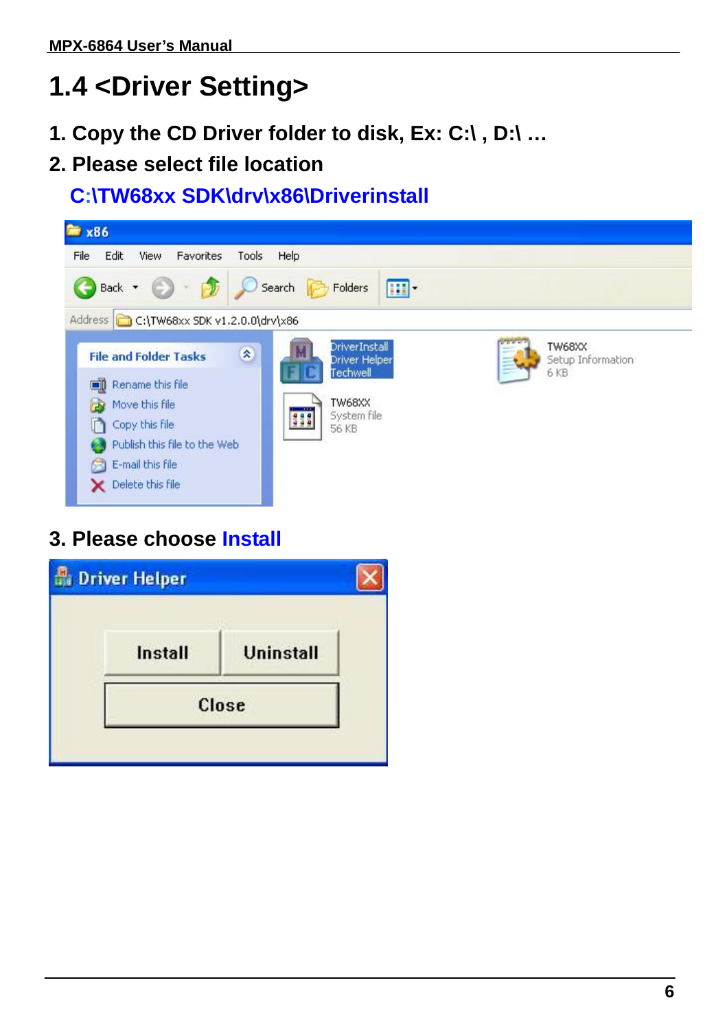# 1.4 <Driver Setting>

1. Copy the CD Driver folder to disk, Ex: C:\ , D:\ …
2. Please select file location
   C:\TW68xx SDK\drv\x86\Driverinstall
3. Please choose Install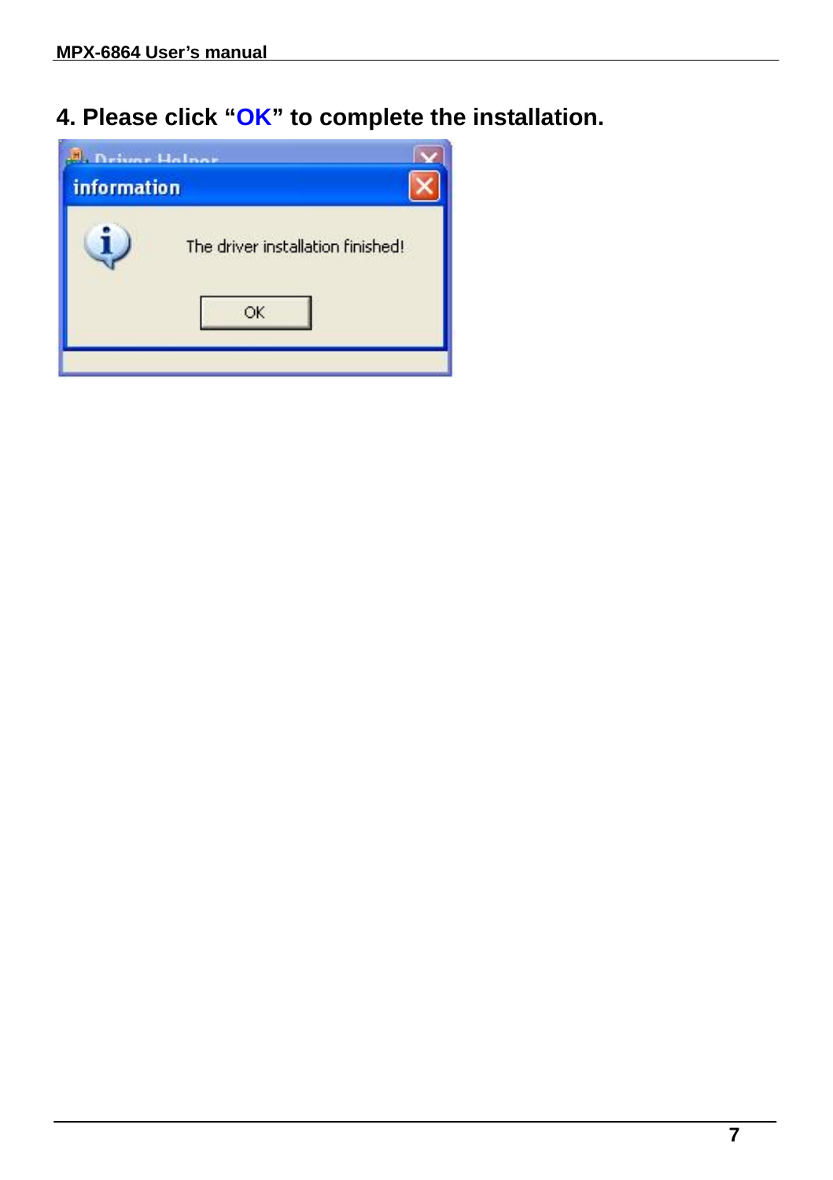**4. Please click "OK" to complete the installation.**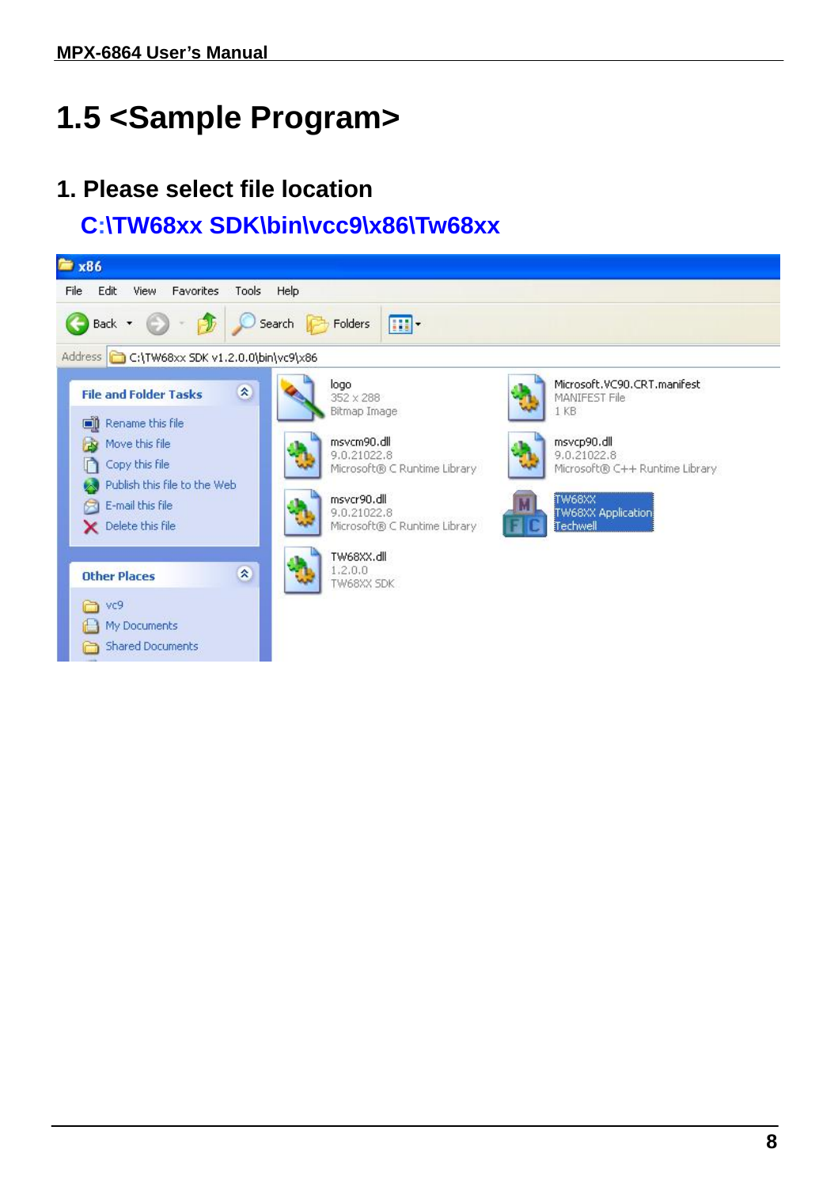# 1.5 <Sample Program>

## 1. Please select file location

C:\TW68xx SDK\bin\vcc9\x86\Tw68xx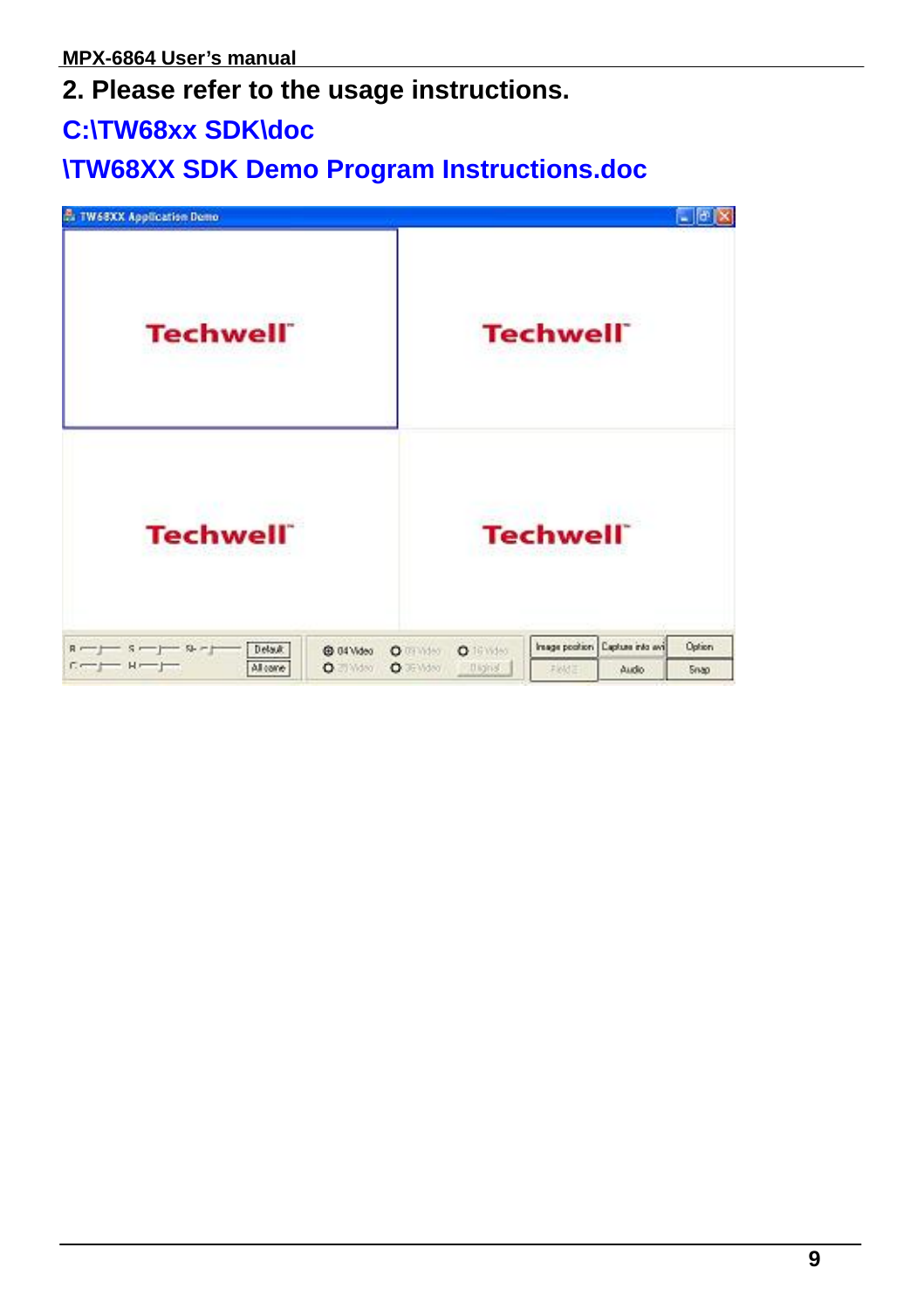2. Please refer to the usage instructions.

C:\TW68xx SDK\doc

\TW68XX SDK Demo Program Instructions.doc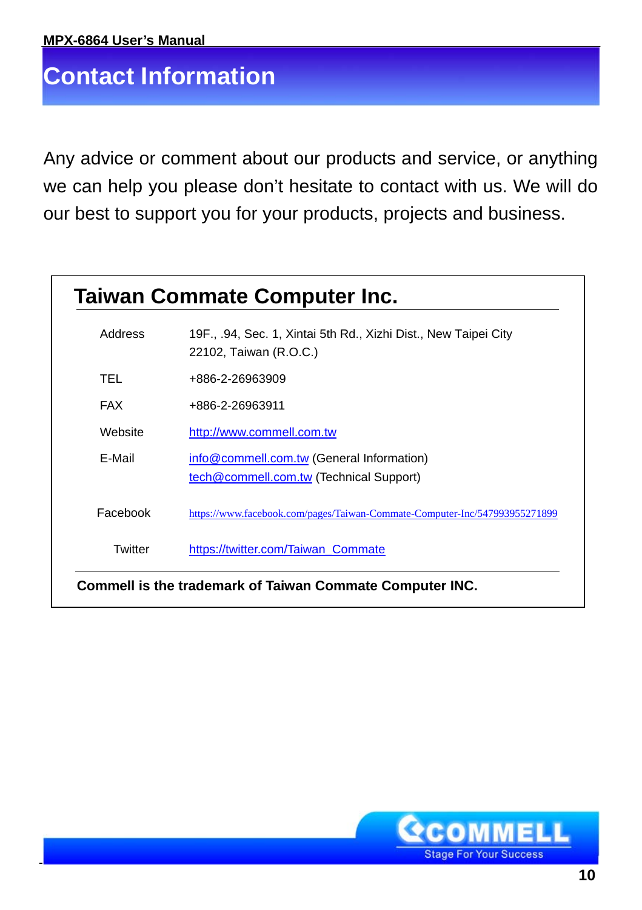# Contact Information

Any advice or comment about our products and service, or anything we can help you please don't hesitate to contact with us. We will do our best to support you for your products, projects and business.

## Taiwan Commate Computer Inc.

| | |
|---|---|
| Address | 19F., .94, Sec. 1, Xintai 5th Rd., Xizhi Dist., New Taipei City 22102, Taiwan (R.O.C.) |
| TEL | +886-2-26963909 |
| FAX | +886-2-26963911 |
| Website | http://www.commell.com.tw |
| E-Mail | info@commell.com.tw (General Information)<br>tech@commell.com.tw (Technical Support) |
| Facebook | https://www.facebook.com/pages/Taiwan-Commate-Computer-Inc/547993955271899 |
| Twitter | https://twitter.com/Taiwan_Commate |

**Commell is the trademark of Taiwan Commate Computer INC.**